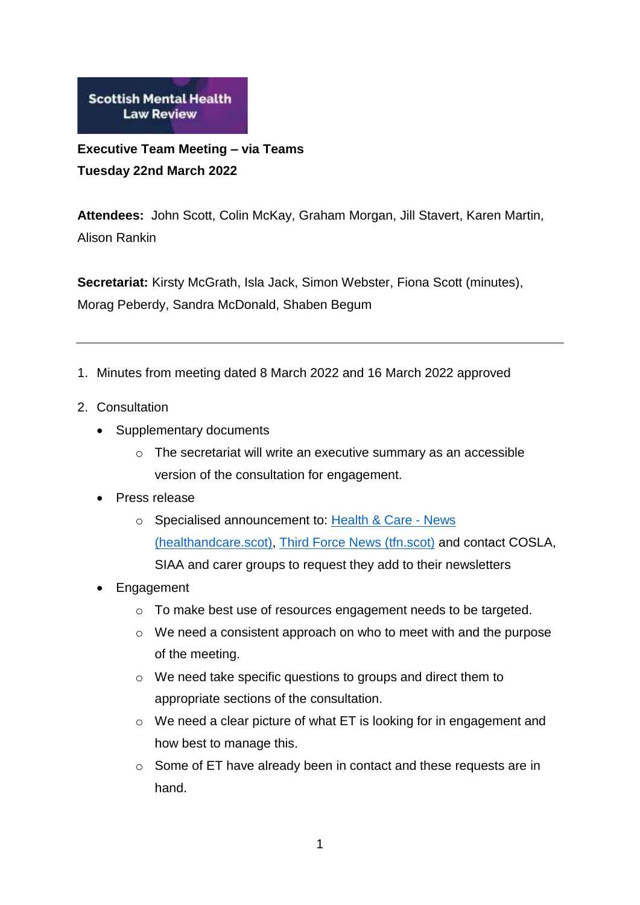Scottish Mental Health Law Review

**Executive Team Meeting – via Teams**
**Tuesday 22nd March 2022**

**Attendees:** John Scott, Colin McKay, Graham Morgan, Jill Stavert, Karen Martin, Alison Rankin

**Secretariat:** Kirsty McGrath, Isla Jack, Simon Webster, Fiona Scott (minutes), Morag Peberdy, Sandra McDonald, Shaben Begum

---

1. Minutes from meeting dated 8 March 2022 and 16 March 2022 approved
2. Consultation
   - Supplementary documents
     - The secretariat will write an executive summary as an accessible version of the consultation for engagement.
   - Press release
     - Specialised announcement to: [Health & Care - News (healthandcare.scot)](), [Third Force News (tfn.scot)]() and contact COSLA, SIAA and carer groups to request they add to their newsletters
   - Engagement
     - To make best use of resources engagement needs to be targeted.
     - We need a consistent approach on who to meet with and the purpose of the meeting.
     - We need take specific questions to groups and direct them to appropriate sections of the consultation.
     - We need a clear picture of what ET is looking for in engagement and how best to manage this.
     - Some of ET have already been in contact and these requests are in hand.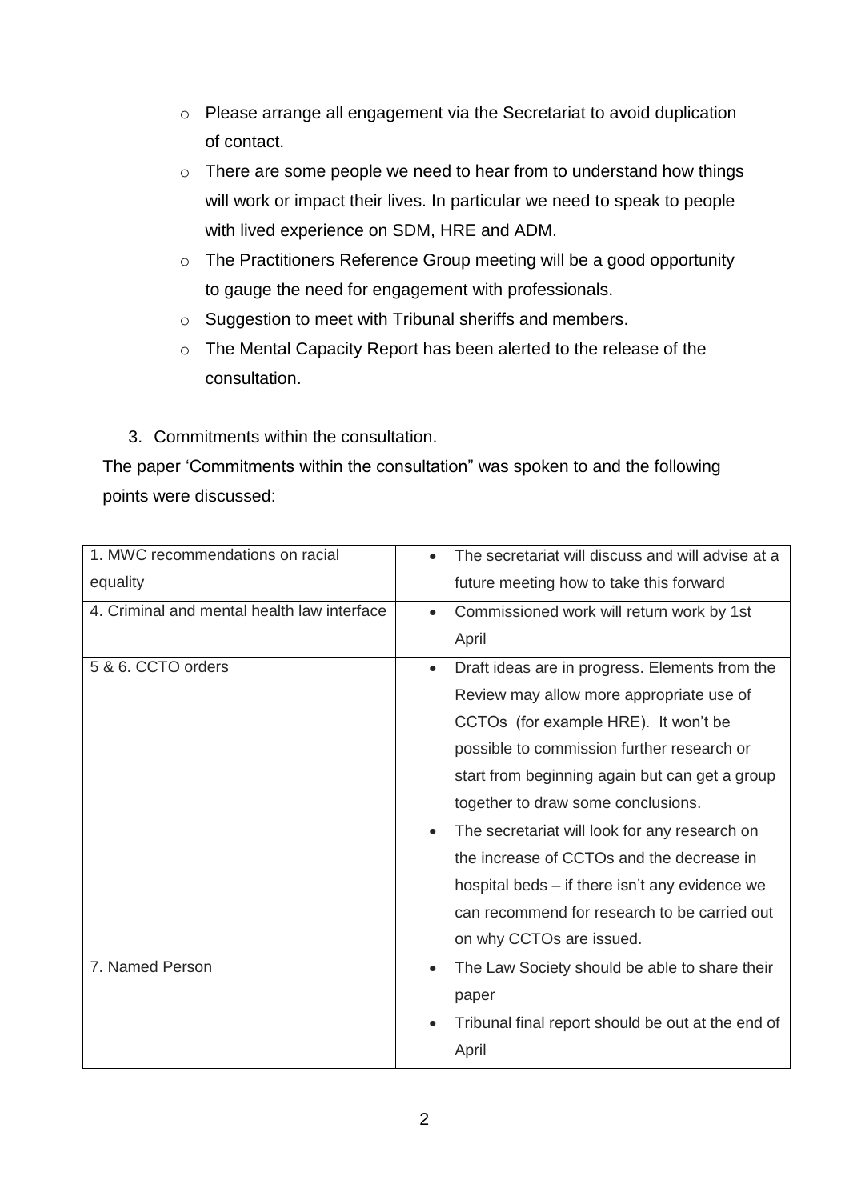- Please arrange all engagement via the Secretariat to avoid duplication of contact.
- There are some people we need to hear from to understand how things will work or impact their lives. In particular we need to speak to people with lived experience on SDM, HRE and ADM.
- The Practitioners Reference Group meeting will be a good opportunity to gauge the need for engagement with professionals.
- Suggestion to meet with Tribunal sheriffs and members.
- The Mental Capacity Report has been alerted to the release of the consultation.

3. Commitments within the consultation.

The paper 'Commitments within the consultation" was spoken to and the following points were discussed:

| | |
|---|---|
| 1. MWC recommendations on racial equality | • The secretariat will discuss and will advise at a future meeting how to take this forward |
| 4. Criminal and mental health law interface | • Commissioned work will return work by 1st April |
| 5 & 6. CCTO orders | • Draft ideas are in progress. Elements from the Review may allow more appropriate use of CCTOs (for example HRE). It won't be possible to commission further research or start from beginning again but can get a group together to draw some conclusions.<br>• The secretariat will look for any research on the increase of CCTOs and the decrease in hospital beds – if there isn't any evidence we can recommend for research to be carried out on why CCTOs are issued. |
| 7. Named Person | • The Law Society should be able to share their paper<br>• Tribunal final report should be out at the end of April |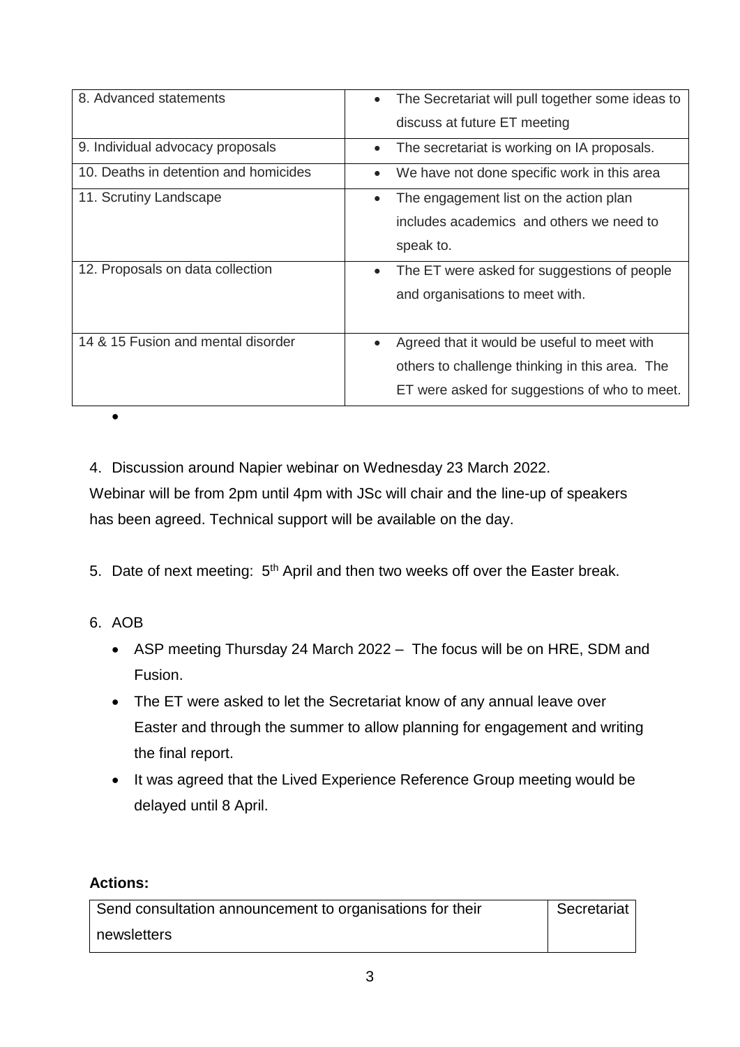| 8. Advanced statements | • The Secretariat will pull together some ideas to discuss at future ET meeting |
|---|---|
| 9. Individual advocacy proposals | • The secretariat is working on IA proposals. |
| 10. Deaths in detention and homicides | • We have not done specific work in this area |
| 11. Scrutiny Landscape | • The engagement list on the action plan includes academics and others we need to speak to. |
| 12. Proposals on data collection | • The ET were asked for suggestions of people and organisations to meet with. |
| 14 & 15 Fusion and mental disorder | • Agreed that it would be useful to meet with others to challenge thinking in this area. The ET were asked for suggestions of who to meet. |

4. Discussion around Napier webinar on Wednesday 23 March 2022.

Webinar will be from 2pm until 4pm with JSc will chair and the line-up of speakers has been agreed. Technical support will be available on the day.

5. Date of next meeting: 5th April and then two weeks off over the Easter break.

6. AOB

   - ASP meeting Thursday 24 March 2022 – The focus will be on HRE, SDM and Fusion.
   - The ET were asked to let the Secretariat know of any annual leave over Easter and through the summer to allow planning for engagement and writing the final report.
   - It was agreed that the Lived Experience Reference Group meeting would be delayed until 8 April.

**Actions:**

| Send consultation announcement to organisations for their newsletters | Secretariat |
|---|---|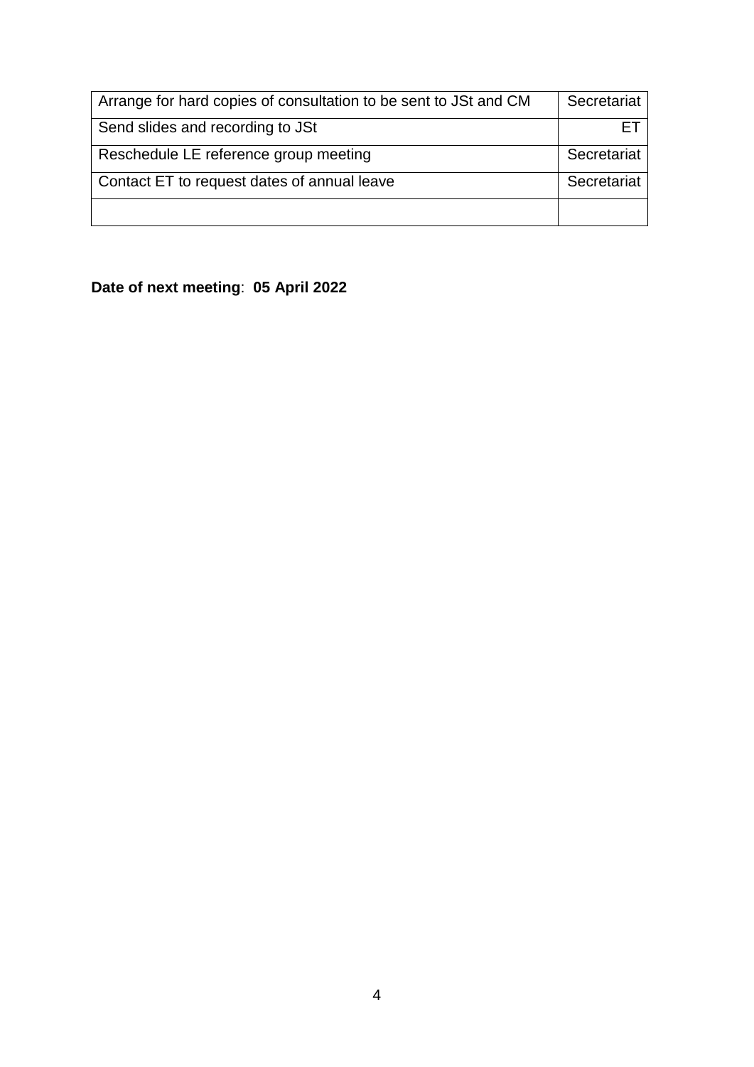| | |
|---|---|
| Arrange for hard copies of consultation to be sent to JSt and CM | Secretariat |
| Send slides and recording to JSt | ET |
| Reschedule LE reference group meeting | Secretariat |
| Contact ET to request dates of annual leave | Secretariat |
| | |

**Date of next meeting**: **05 April 2022**